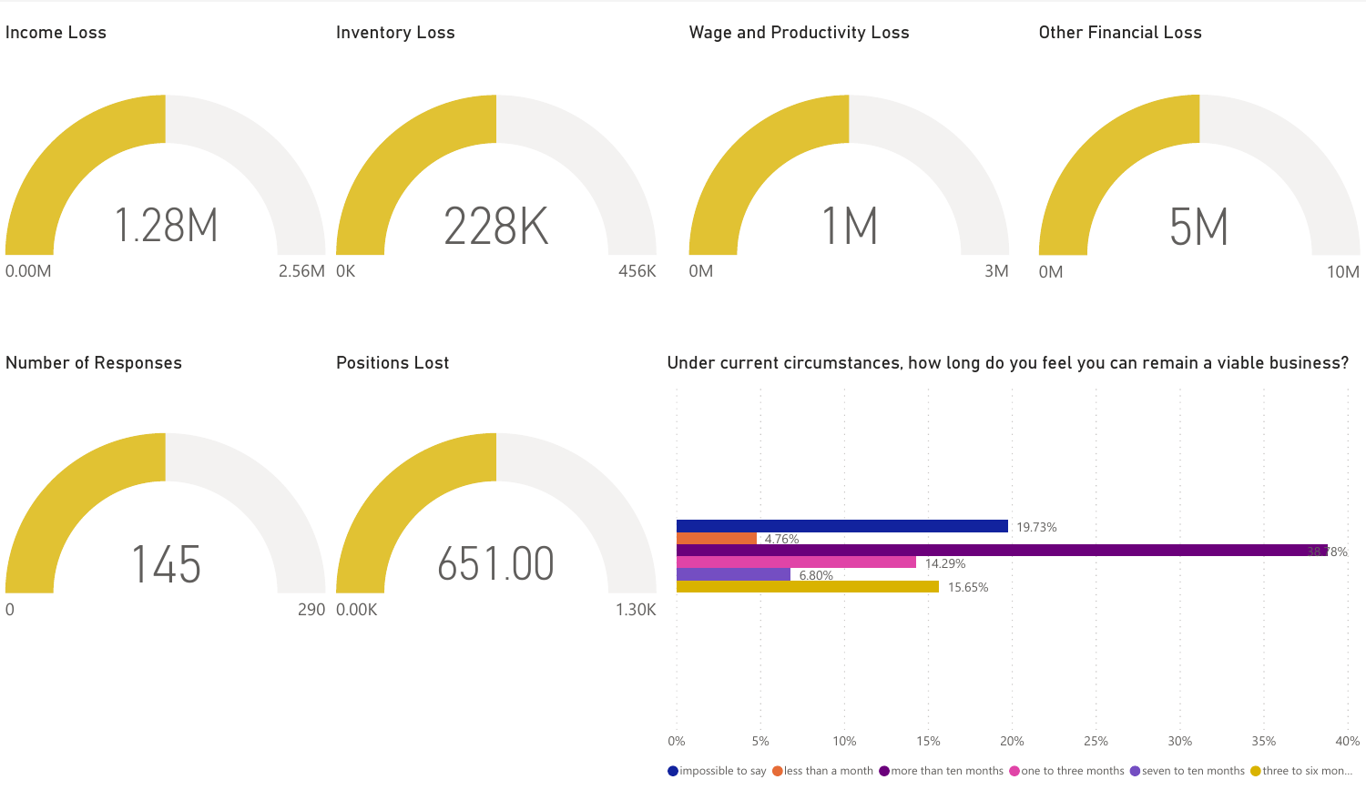## Income Loss

1.28M

0.00M — 2.56M

## Inventory Loss

228K

0K — 456K

## Wage and Productivity Loss

1M

0M — 3M

## Other Financial Loss

5M

0M — 10M

## Number of Responses

145

0 — 290

## Positions Lost

651.00

0.00K — 1.30K

## Under current circumstances, how long do you feel you can remain a viable business?

| Response | Percentage |
| --- | --- |
| impossible to say | 19.73% |
| less than a month | 4.76% |
| more than ten months | 38.78% |
| one to three months | 14.29% |
| seven to ten months | 6.80% |
| three to six mon... | 15.65% |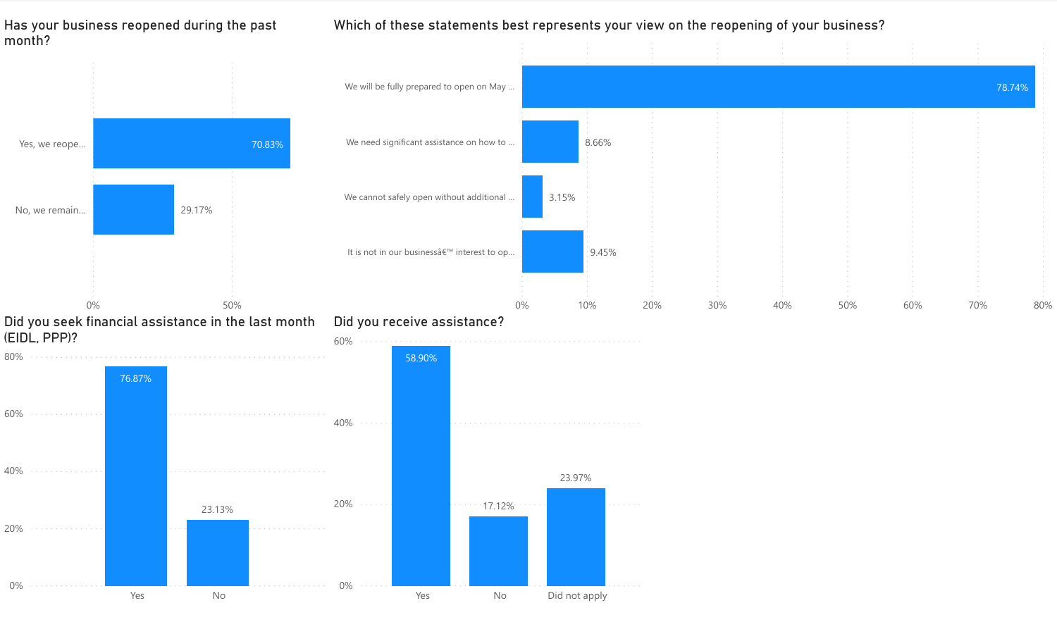## Has your business reopened during the past month?

Yes, we reope...
70.83%

No, we remain...
29.17%

0%
50%

## Which of these statements best represents your view on the reopening of your business?

We will be fully prepared to open on May ...
78.74%

We need significant assistance on how to ...
8.66%

We cannot safely open without additional ...
3.15%

It is not in our businessâ€™ interest to op...
9.45%

0%
10%
20%
30%
40%
50%
60%
70%
80%

## Did you seek financial assistance in the last month (EIDL, PPP)?

80%
60%
40%
20%
0%

Yes
76.87%

No
23.13%

## Did you receive assistance?

60%
40%
20%
0%

Yes
58.90%

No
17.12%

Did not apply
23.97%